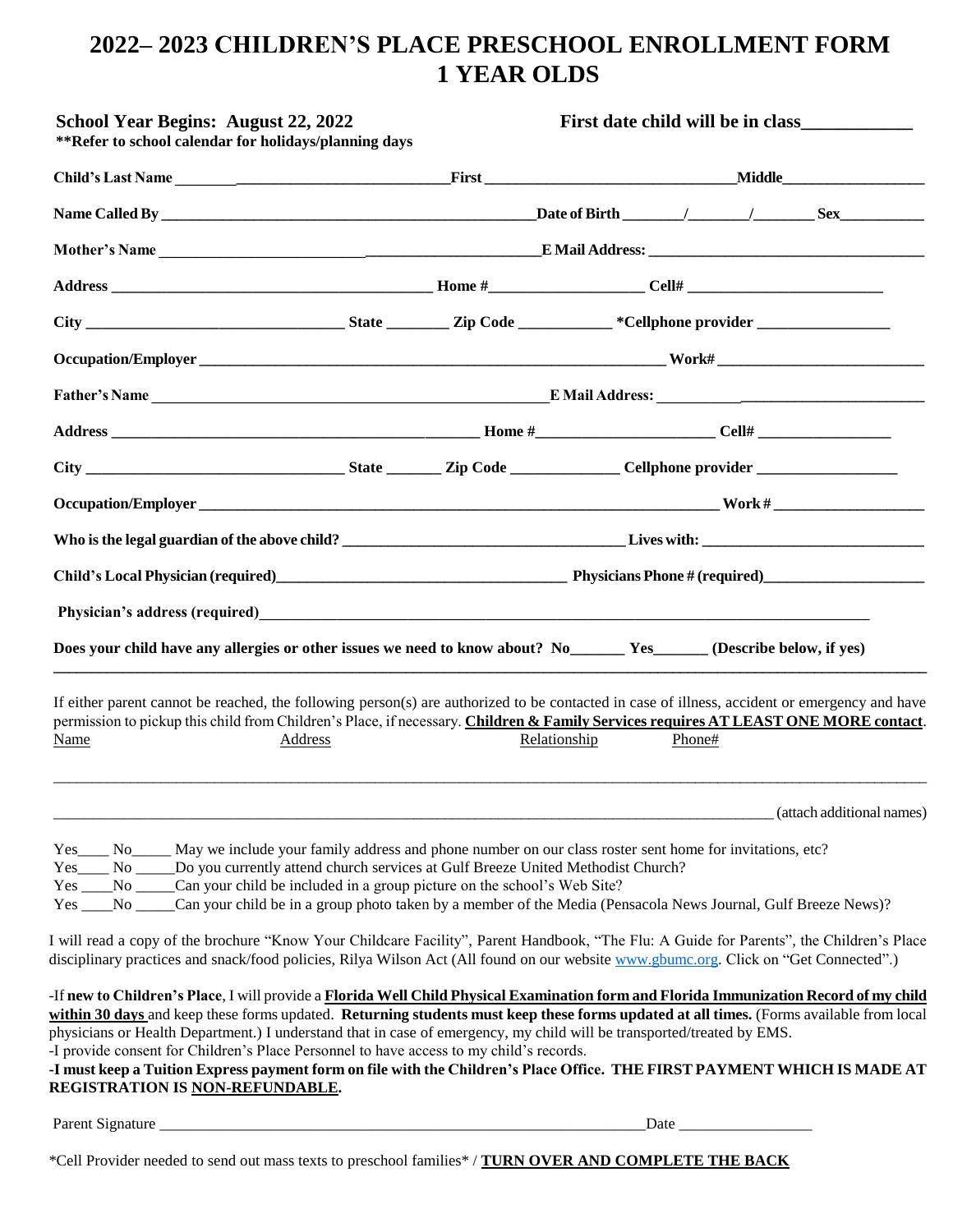# 2022– 2023 CHILDREN'S PLACE PRESCHOOL ENROLLMENT FORM
# 1 YEAR OLDS

**School Year Begins: August 22, 2022** **First date child will be in class____________**
**\*\*Refer to school calendar for holidays/planning days**

**Child's Last Name** ___________________________________ **First** _________________________________ **Middle**___________________

**Name Called By** ___________________________________________________ **Date of Birth** ________/________/________ **Sex**___________

**Mother's Name** _______________________________________________ **E Mail Address:** ____________________________________

**Address** ____________________________________________ **Home #**____________________ **Cell#** _________________________

**City** __________________________________ **State** ________ **Zip Code** ____________ **\*Cellphone provider** _________________

**Occupation/Employer** ______________________________________________________________ **Work#** ___________________________

**Father's Name** ___________________________________________________ **E Mail Address:** ___________________________________

**Address** ____________________________________________________ **Home #**_______________________ **Cell#** _________________

**City** __________________________________ **State** _______ **Zip Code** ______________ **Cellphone provider** __________________

**Occupation/Employer** _____________________________________________________________________ **Work #** ____________________

**Who is the legal guardian of the above child?** _____________________________________ **Lives with:** _____________________________

**Child's Local Physician (required)**______________________________________ **Physicians Phone # (required)**_____________________

**Physician's address (required)**___________________________________________________________________________________

**Does your child have any allergies or other issues we need to know about? No_______ Yes_______ (Describe below, if yes)**

_____________________________________________________________________________________________________________

If either parent cannot be reached, the following person(s) are authorized to be contacted in case of illness, accident or emergency and have permission to pickup this child from Children's Place, if necessary. **Children & Family Services requires AT LEAST ONE MORE contact**.

Name Address Relationship Phone#

_____________________________________________________________________________________________________________

_____________________________________________________________________________________________ (attach additional names)

Yes____ No_____ May we include your family address and phone number on our class roster sent home for invitations, etc?
Yes____ No _____Do you currently attend church services at Gulf Breeze United Methodist Church?
Yes ____No _____Can your child be included in a group picture on the school's Web Site?
Yes ____No _____Can your child be in a group photo taken by a member of the Media (Pensacola News Journal, Gulf Breeze News)?

I will read a copy of the brochure "Know Your Childcare Facility", Parent Handbook, "The Flu: A Guide for Parents", the Children's Place disciplinary practices and snack/food policies, Rilya Wilson Act (All found on our website www.gbumc.org. Click on "Get Connected".)

-If **new to Children's Place**, I will provide a **Florida Well Child Physical Examination form and Florida Immunization Record of my child within 30 days** and keep these forms updated. **Returning students must keep these forms updated at all times.** (Forms available from local physicians or Health Department.) I understand that in case of emergency, my child will be transported/treated by EMS.
-I provide consent for Children's Place Personnel to have access to my child's records.
**-I must keep a Tuition Express payment form on file with the Children's Place Office. THE FIRST PAYMENT WHICH IS MADE AT REGISTRATION IS NON-REFUNDABLE.**

Parent Signature ____________________________________________________________ Date _________________

\*Cell Provider needed to send out mass texts to preschool families\* / **TURN OVER AND COMPLETE THE BACK**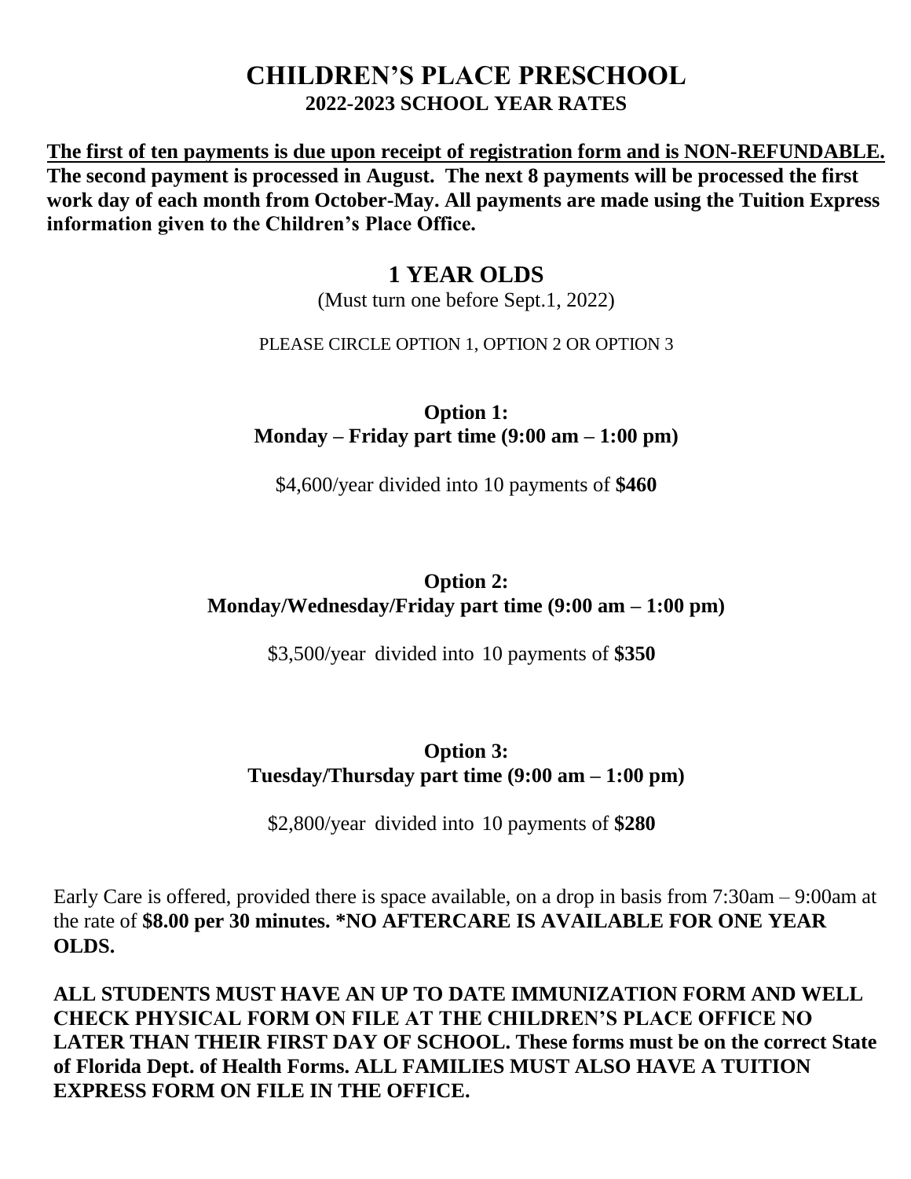# CHILDREN'S PLACE PRESCHOOL

## 2022-2023 SCHOOL YEAR RATES

**The first of ten payments is due upon receipt of registration form and is NON-REFUNDABLE. The second payment is processed in August. The next 8 payments will be processed the first work day of each month from October-May. All payments are made using the Tuition Express information given to the Children's Place Office.**

## 1 YEAR OLDS

(Must turn one before Sept.1, 2022)

PLEASE CIRCLE OPTION 1, OPTION 2 OR OPTION 3

**Option 1:**
**Monday – Friday part time (9:00 am – 1:00 pm)**

$4,600/year divided into 10 payments of **$460**

**Option 2:**
**Monday/Wednesday/Friday part time (9:00 am – 1:00 pm)**

$3,500/year divided into 10 payments of **$350**

**Option 3:**
**Tuesday/Thursday part time (9:00 am – 1:00 pm)**

$2,800/year divided into 10 payments of **$280**

Early Care is offered, provided there is space available, on a drop in basis from 7:30am – 9:00am at the rate of **$8.00 per 30 minutes. *NO AFTERCARE IS AVAILABLE FOR ONE YEAR OLDS.**

**ALL STUDENTS MUST HAVE AN UP TO DATE IMMUNIZATION FORM AND WELL CHECK PHYSICAL FORM ON FILE AT THE CHILDREN'S PLACE OFFICE NO LATER THAN THEIR FIRST DAY OF SCHOOL. These forms must be on the correct State of Florida Dept. of Health Forms. ALL FAMILIES MUST ALSO HAVE A TUITION EXPRESS FORM ON FILE IN THE OFFICE.**